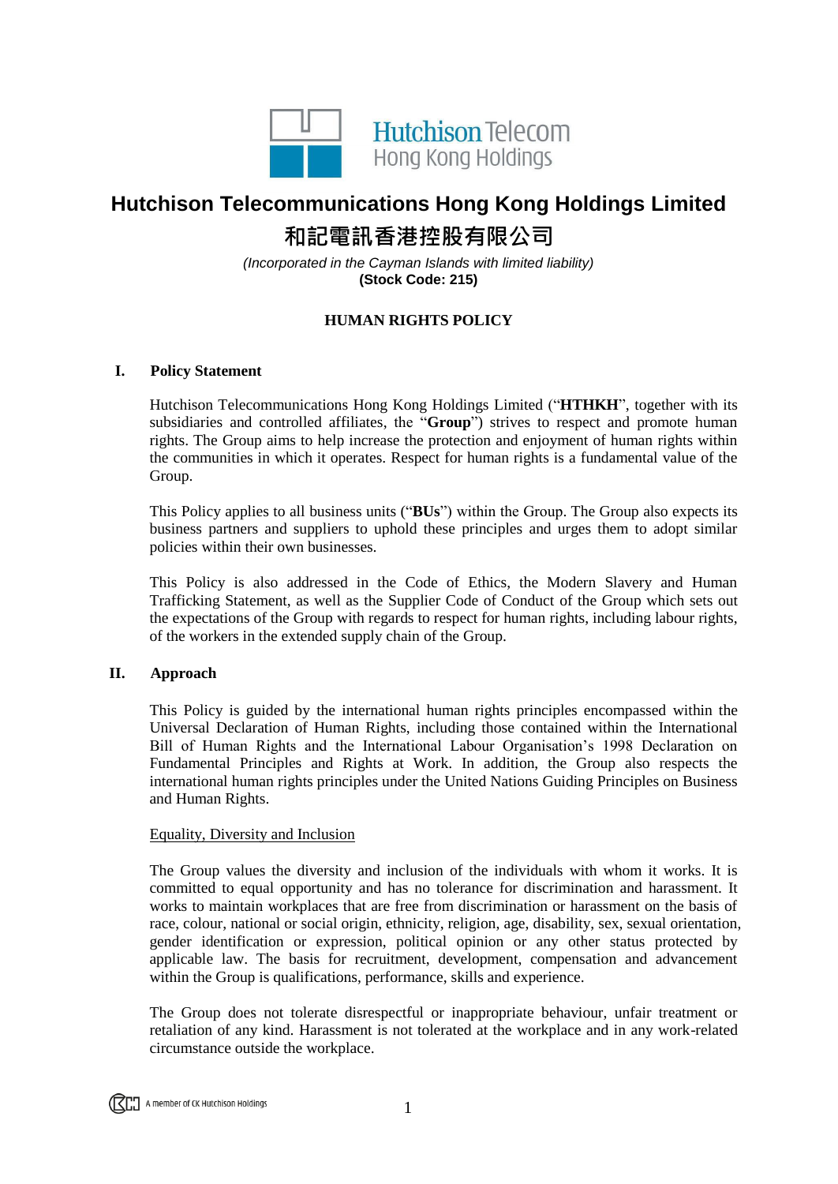Hutchison Telecom Hong Kong Holdings

# Hutchison Telecommunications Hong Kong Holdings Limited

# 和記電訊香港控股有限公司

*(Incorporated in the Cayman Islands with limited liability)*
**(Stock Code: 215)**

## HUMAN RIGHTS POLICY

### I. Policy Statement

Hutchison Telecommunications Hong Kong Holdings Limited ("**HTHKH**", together with its subsidiaries and controlled affiliates, the "**Group**") strives to respect and promote human rights. The Group aims to help increase the protection and enjoyment of human rights within the communities in which it operates. Respect for human rights is a fundamental value of the Group.

This Policy applies to all business units ("**BUs**") within the Group. The Group also expects its business partners and suppliers to uphold these principles and urges them to adopt similar policies within their own businesses.

This Policy is also addressed in the Code of Ethics, the Modern Slavery and Human Trafficking Statement, as well as the Supplier Code of Conduct of the Group which sets out the expectations of the Group with regards to respect for human rights, including labour rights, of the workers in the extended supply chain of the Group.

### II. Approach

This Policy is guided by the international human rights principles encompassed within the Universal Declaration of Human Rights, including those contained within the International Bill of Human Rights and the International Labour Organisation's 1998 Declaration on Fundamental Principles and Rights at Work. In addition, the Group also respects the international human rights principles under the United Nations Guiding Principles on Business and Human Rights.

Equality, Diversity and Inclusion

The Group values the diversity and inclusion of the individuals with whom it works. It is committed to equal opportunity and has no tolerance for discrimination and harassment. It works to maintain workplaces that are free from discrimination or harassment on the basis of race, colour, national or social origin, ethnicity, religion, age, disability, sex, sexual orientation, gender identification or expression, political opinion or any other status protected by applicable law. The basis for recruitment, development, compensation and advancement within the Group is qualifications, performance, skills and experience.

The Group does not tolerate disrespectful or inappropriate behaviour, unfair treatment or retaliation of any kind. Harassment is not tolerated at the workplace and in any work-related circumstance outside the workplace.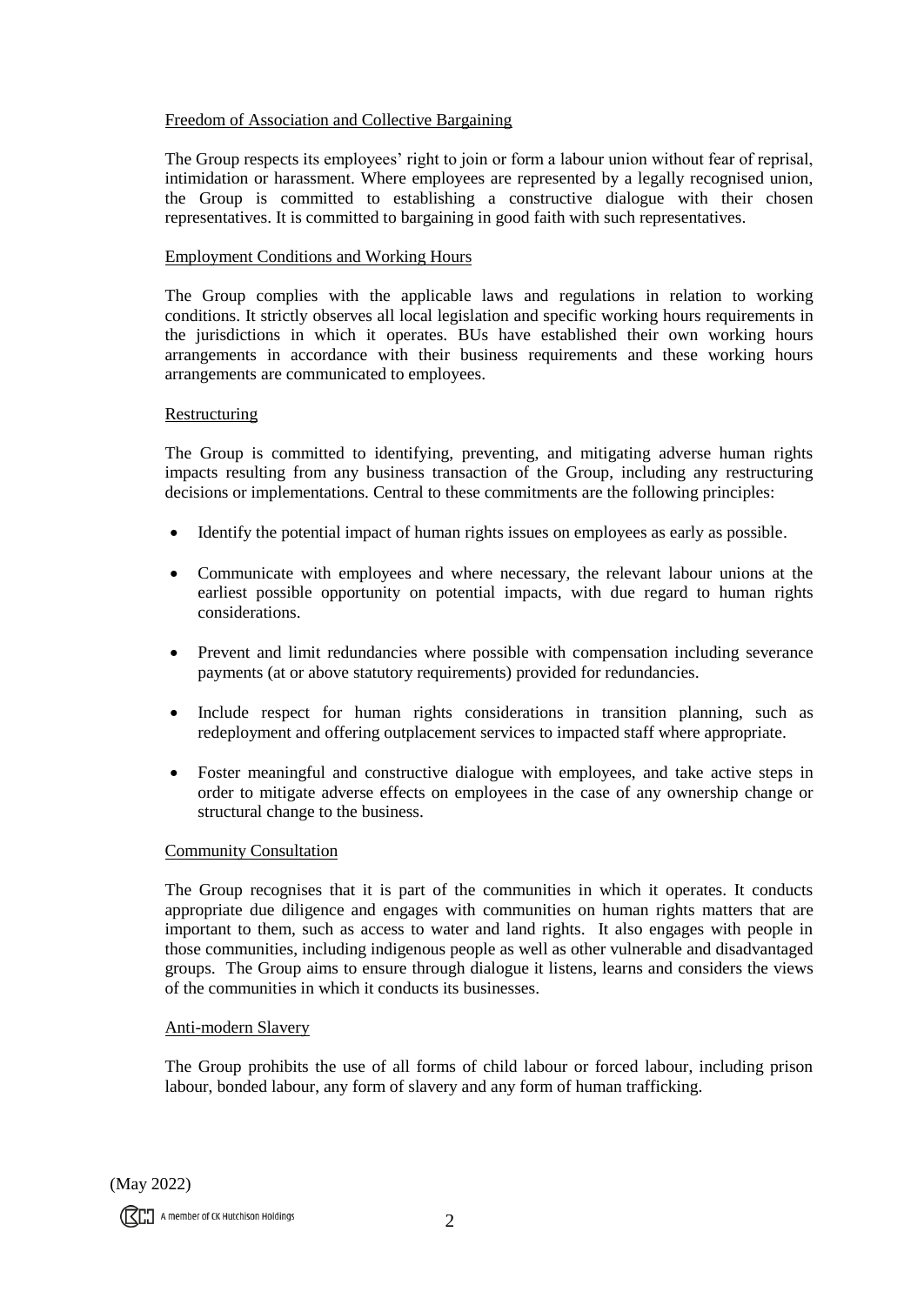Freedom of Association and Collective Bargaining

The Group respects its employees' right to join or form a labour union without fear of reprisal, intimidation or harassment. Where employees are represented by a legally recognised union, the Group is committed to establishing a constructive dialogue with their chosen representatives. It is committed to bargaining in good faith with such representatives.

Employment Conditions and Working Hours

The Group complies with the applicable laws and regulations in relation to working conditions. It strictly observes all local legislation and specific working hours requirements in the jurisdictions in which it operates. BUs have established their own working hours arrangements in accordance with their business requirements and these working hours arrangements are communicated to employees.

Restructuring

The Group is committed to identifying, preventing, and mitigating adverse human rights impacts resulting from any business transaction of the Group, including any restructuring decisions or implementations. Central to these commitments are the following principles:

- Identify the potential impact of human rights issues on employees as early as possible.
- Communicate with employees and where necessary, the relevant labour unions at the earliest possible opportunity on potential impacts, with due regard to human rights considerations.
- Prevent and limit redundancies where possible with compensation including severance payments (at or above statutory requirements) provided for redundancies.
- Include respect for human rights considerations in transition planning, such as redeployment and offering outplacement services to impacted staff where appropriate.
- Foster meaningful and constructive dialogue with employees, and take active steps in order to mitigate adverse effects on employees in the case of any ownership change or structural change to the business.

Community Consultation

The Group recognises that it is part of the communities in which it operates. It conducts appropriate due diligence and engages with communities on human rights matters that are important to them, such as access to water and land rights. It also engages with people in those communities, including indigenous people as well as other vulnerable and disadvantaged groups. The Group aims to ensure through dialogue it listens, learns and considers the views of the communities in which it conducts its businesses.

Anti-modern Slavery

The Group prohibits the use of all forms of child labour or forced labour, including prison labour, bonded labour, any form of slavery and any form of human trafficking.

(May 2022)

A member of CK Hutchison Holdings